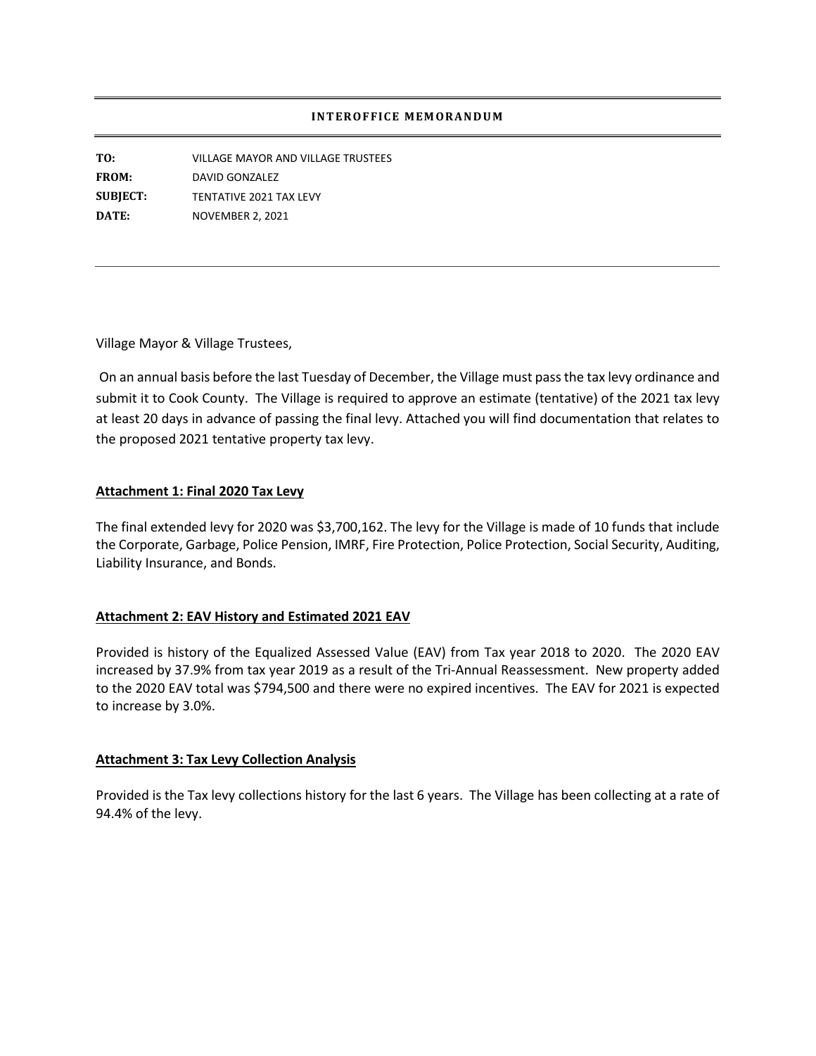**INTEROFFICE MEMORANDUM**

**TO:** VILLAGE MAYOR AND VILLAGE TRUSTEES
**FROM:** DAVID GONZALEZ
**SUBJECT:** TENTATIVE 2021 TAX LEVY
**DATE:** NOVEMBER 2, 2021

---

Village Mayor & Village Trustees,

On an annual basis before the last Tuesday of December, the Village must pass the tax levy ordinance and submit it to Cook County. The Village is required to approve an estimate (tentative) of the 2021 tax levy at least 20 days in advance of passing the final levy. Attached you will find documentation that relates to the proposed 2021 tentative property tax levy.

**Attachment 1: Final 2020 Tax Levy**

The final extended levy for 2020 was $3,700,162. The levy for the Village is made of 10 funds that include the Corporate, Garbage, Police Pension, IMRF, Fire Protection, Police Protection, Social Security, Auditing, Liability Insurance, and Bonds.

**Attachment 2: EAV History and Estimated 2021 EAV**

Provided is history of the Equalized Assessed Value (EAV) from Tax year 2018 to 2020. The 2020 EAV increased by 37.9% from tax year 2019 as a result of the Tri-Annual Reassessment. New property added to the 2020 EAV total was $794,500 and there were no expired incentives. The EAV for 2021 is expected to increase by 3.0%.

**Attachment 3: Tax Levy Collection Analysis**

Provided is the Tax levy collections history for the last 6 years. The Village has been collecting at a rate of 94.4% of the levy.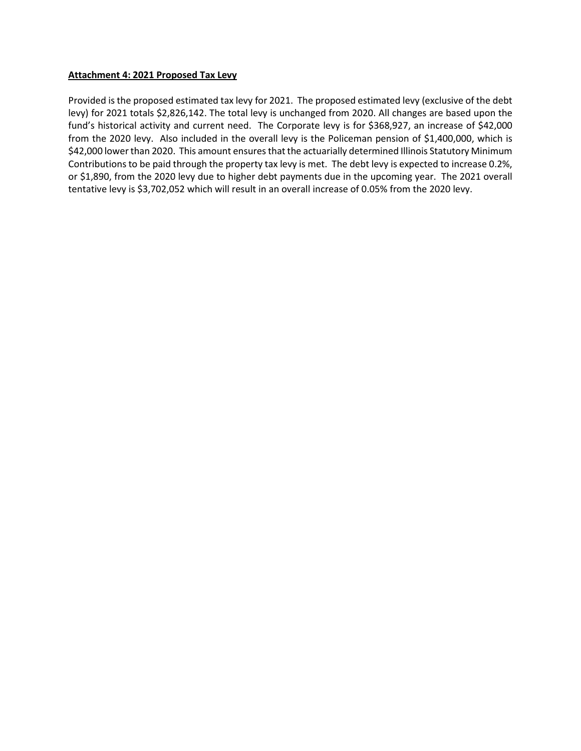**Attachment 4: 2021 Proposed Tax Levy**

Provided is the proposed estimated tax levy for 2021. The proposed estimated levy (exclusive of the debt levy) for 2021 totals $2,826,142. The total levy is unchanged from 2020. All changes are based upon the fund's historical activity and current need. The Corporate levy is for $368,927, an increase of $42,000 from the 2020 levy. Also included in the overall levy is the Policeman pension of $1,400,000, which is $42,000 lower than 2020. This amount ensures that the actuarially determined Illinois Statutory Minimum Contributions to be paid through the property tax levy is met. The debt levy is expected to increase 0.2%, or $1,890, from the 2020 levy due to higher debt payments due in the upcoming year. The 2021 overall tentative levy is $3,702,052 which will result in an overall increase of 0.05% from the 2020 levy.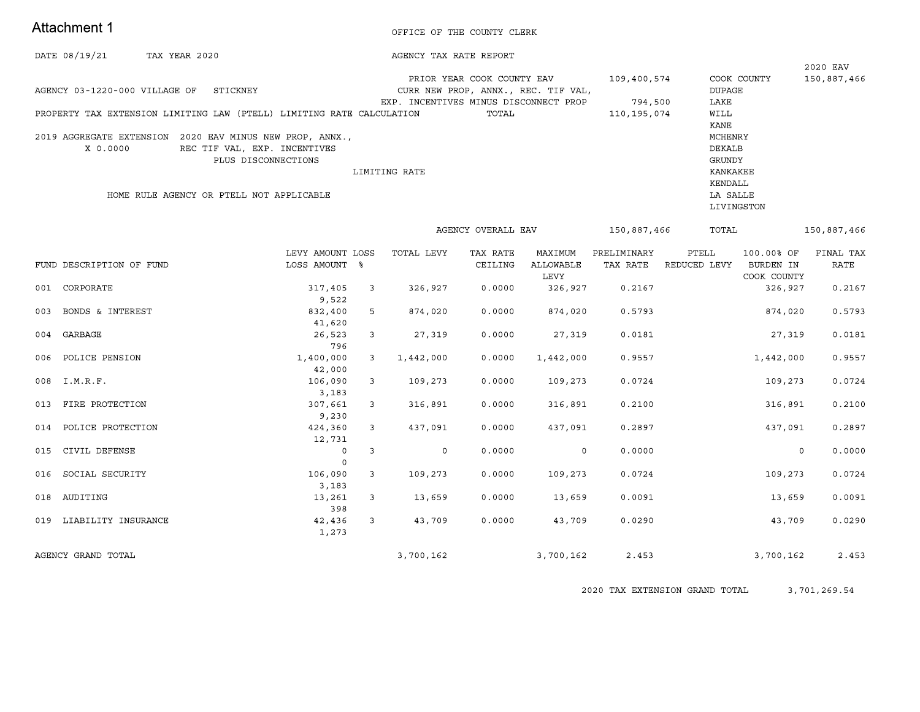Attachment 1

OFFICE OF THE COUNTY CLERK

DATE 08/19/21 TAX YEAR 2020

AGENCY TAX RATE REPORT

AGENCY 03-1220-000 VILLAGE OF STICKNEY

| | | | 2020 EAV |
|---|---|---|---|
| PRIOR YEAR COOK COUNTY EAV | 109,400,574 | COOK COUNTY | 150,887,466 |
| CURR NEW PROP, ANNX., REC. TIF VAL, EXP. INCENTIVES MINUS DISCONNECT PROP | 794,500 | DUPAGE | |
| | | LAKE | |
| TOTAL | 110,195,074 | WILL | |
| | | KANE | |
| | | MCHENRY | |
| | | DEKALB | |
| | | GRUNDY | |
| | | KANKAKEE | |
| | | KENDALL | |
| | | LA SALLE | |
| | | LIVINGSTON | |
| AGENCY OVERALL EAV | 150,887,466 | TOTAL | 150,887,466 |

PROPERTY TAX EXTENSION LIMITING LAW (PTELL) LIMITING RATE CALCULATION

2019 AGGREGATE EXTENSION X 0.0000 / 2020 EAV MINUS NEW PROP, ANNX., REC TIF VAL, EXP. INCENTIVES PLUS DISCONNECTIONS

LIMITING RATE

HOME RULE AGENCY OR PTELL NOT APPLICABLE

| FUND | DESCRIPTION OF FUND | LEVY AMOUNT / LOSS AMOUNT | LOSS % | TOTAL LEVY | TAX RATE CEILING | MAXIMUM ALLOWABLE LEVY | PRELIMINARY TAX RATE | PTELL REDUCED LEVY | 100.00% OF BURDEN IN COOK COUNTY | FINAL TAX RATE |
|---|---|---|---|---|---|---|---|---|---|---|
| 001 | CORPORATE | 317,405 / 9,522 | 3 | 326,927 | 0.0000 | 326,927 | 0.2167 | | 326,927 | 0.2167 |
| 003 | BONDS & INTEREST | 832,400 / 41,620 | 5 | 874,020 | 0.0000 | 874,020 | 0.5793 | | 874,020 | 0.5793 |
| 004 | GARBAGE | 26,523 / 796 | 3 | 27,319 | 0.0000 | 27,319 | 0.0181 | | 27,319 | 0.0181 |
| 006 | POLICE PENSION | 1,400,000 / 42,000 | 3 | 1,442,000 | 0.0000 | 1,442,000 | 0.9557 | | 1,442,000 | 0.9557 |
| 008 | I.M.R.F. | 106,090 / 3,183 | 3 | 109,273 | 0.0000 | 109,273 | 0.0724 | | 109,273 | 0.0724 |
| 013 | FIRE PROTECTION | 307,661 / 9,230 | 3 | 316,891 | 0.0000 | 316,891 | 0.2100 | | 316,891 | 0.2100 |
| 014 | POLICE PROTECTION | 424,360 / 12,731 | 3 | 437,091 | 0.0000 | 437,091 | 0.2897 | | 437,091 | 0.2897 |
| 015 | CIVIL DEFENSE | 0 / 0 | 3 | 0 | 0.0000 | 0 | 0.0000 | | 0 | 0.0000 |
| 016 | SOCIAL SECURITY | 106,090 / 3,183 | 3 | 109,273 | 0.0000 | 109,273 | 0.0724 | | 109,273 | 0.0724 |
| 018 | AUDITING | 13,261 / 398 | 3 | 13,659 | 0.0000 | 13,659 | 0.0091 | | 13,659 | 0.0091 |
| 019 | LIABILITY INSURANCE | 42,436 / 1,273 | 3 | 43,709 | 0.0000 | 43,709 | 0.0290 | | 43,709 | 0.0290 |
| | AGENCY GRAND TOTAL | | | 3,700,162 | | 3,700,162 | 2.453 | | 3,700,162 | 2.453 |

2020 TAX EXTENSION GRAND TOTAL 3,701,269.54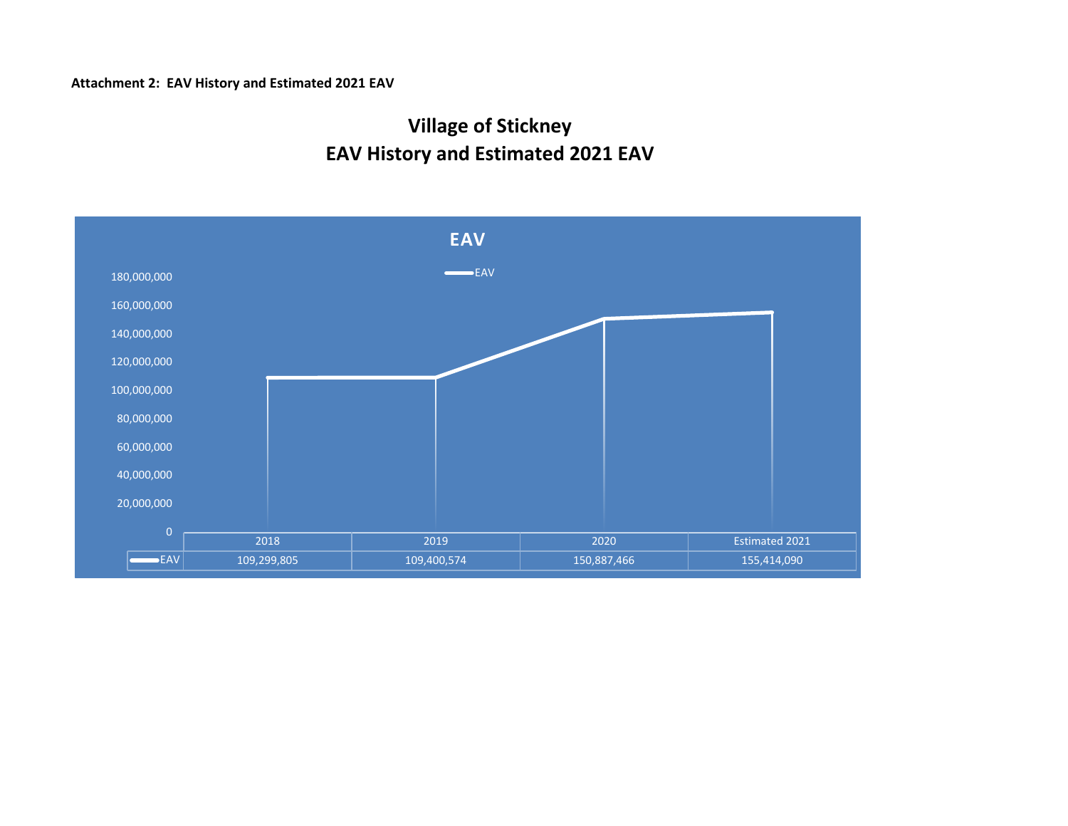**Attachment 2: EAV History and Estimated 2021 EAV**

# Village of Stickney
# EAV History and Estimated 2021 EAV

**EAV**

| | 2018 | 2019 | 2020 | Estimated 2021 |
|---|---|---|---|---|
| EAV | 109,299,805 | 109,400,574 | 150,887,466 | 155,414,090 |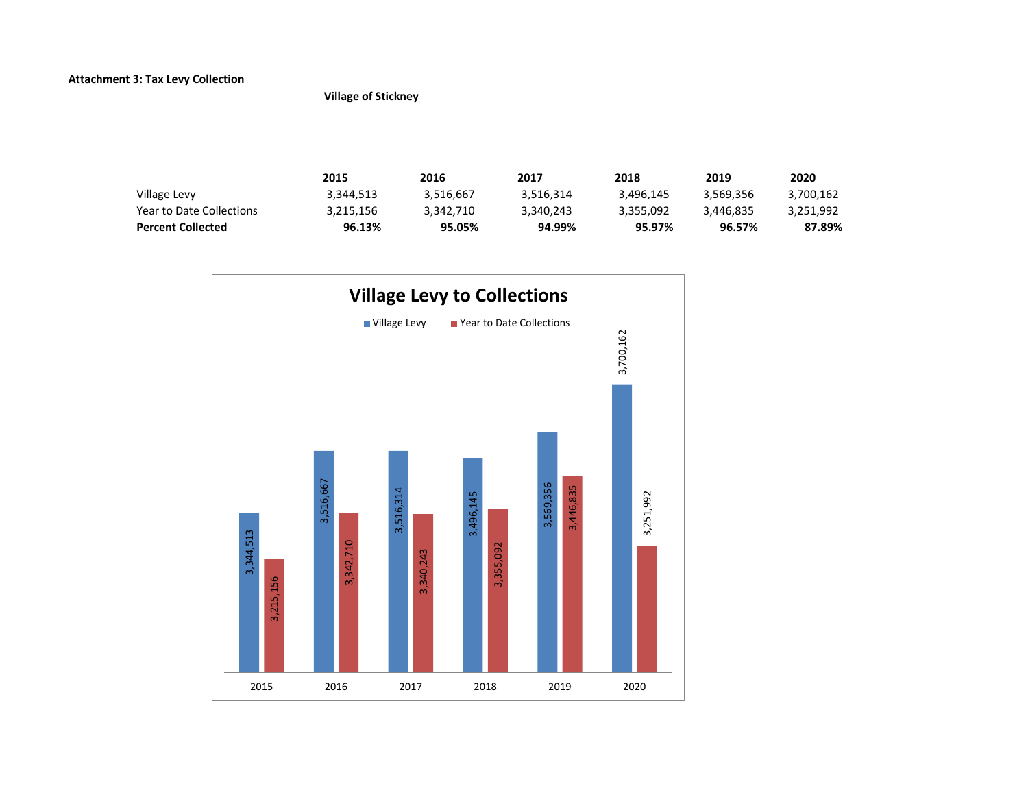**Attachment 3: Tax Levy Collection**

**Village of Stickney**

| | 2015 | 2016 | 2017 | 2018 | 2019 | 2020 |
|---|---|---|---|---|---|---|
| Village Levy | 3,344,513 | 3,516,667 | 3,516,314 | 3,496,145 | 3,569,356 | 3,700,162 |
| Year to Date Collections | 3,215,156 | 3,342,710 | 3,340,243 | 3,355,092 | 3,446,835 | 3,251,992 |
| **Percent Collected** | **96.13%** | **95.05%** | **94.99%** | **95.97%** | **96.57%** | **87.89%** |

**Village Levy to Collections**

| Year | Village Levy | Year to Date Collections |
|---|---|---|
| 2015 | 3,344,513 | 3,215,156 |
| 2016 | 3,516,667 | 3,342,710 |
| 2017 | 3,516,314 | 3,340,243 |
| 2018 | 3,496,145 | 3,355,092 |
| 2019 | 3,569,356 | 3,446,835 |
| 2020 | 3,700,162 | 3,251,992 |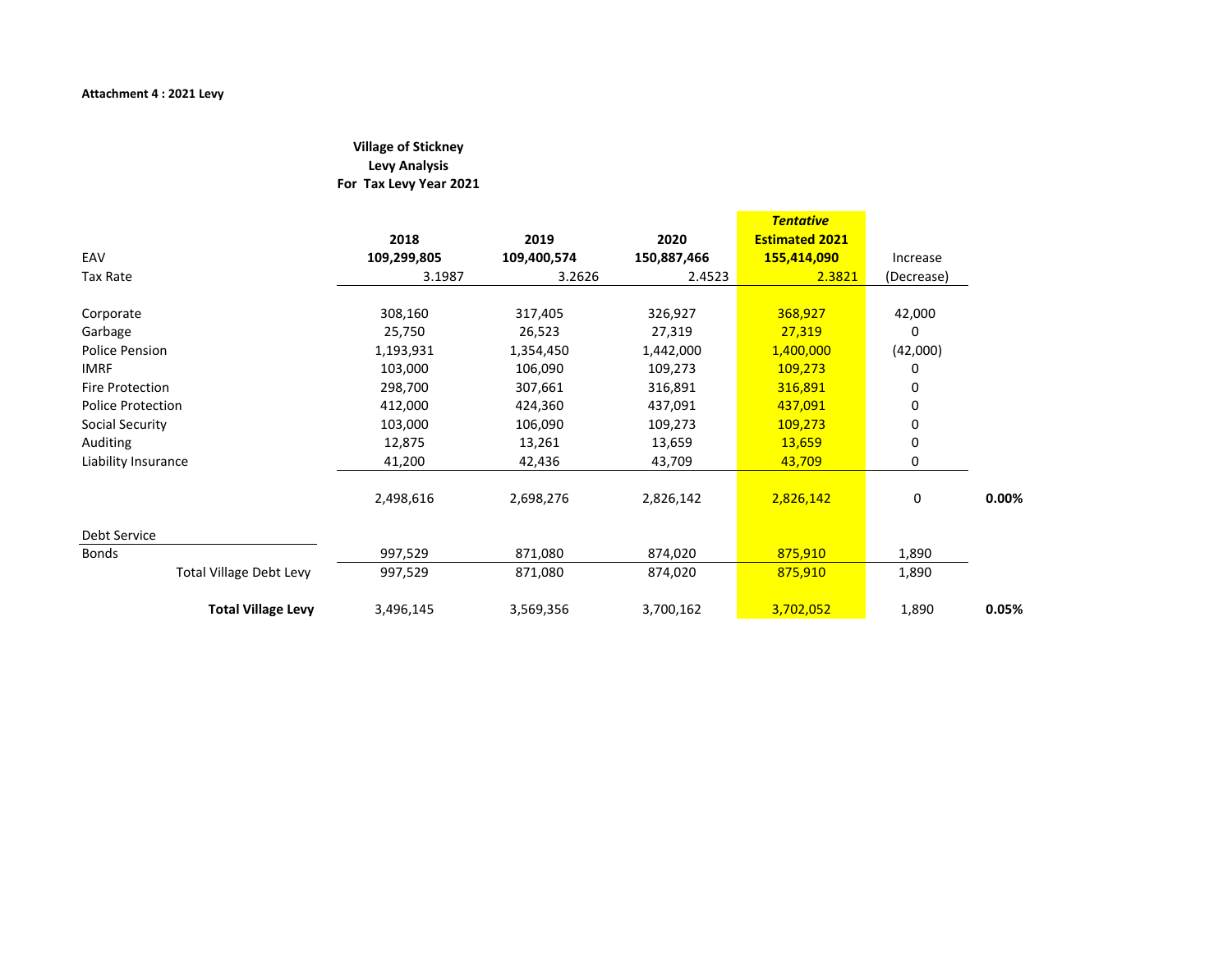**Attachment 4 : 2021 Levy**

**Village of Stickney**
**Levy Analysis**
**For Tax Levy Year 2021**

| | 2018 | 2019 | 2020 | *Tentative* Estimated 2021 | Increase | |
|---|---|---|---|---|---|---|
| EAV | 109,299,805 | 109,400,574 | 150,887,466 | 155,414,090 | Increase | |
| Tax Rate | 3.1987 | 3.2626 | 2.4523 | 2.3821 | (Decrease) | |
| Corporate | 308,160 | 317,405 | 326,927 | 368,927 | 42,000 | |
| Garbage | 25,750 | 26,523 | 27,319 | 27,319 | 0 | |
| Police Pension | 1,193,931 | 1,354,450 | 1,442,000 | 1,400,000 | (42,000) | |
| IMRF | 103,000 | 106,090 | 109,273 | 109,273 | 0 | |
| Fire Protection | 298,700 | 307,661 | 316,891 | 316,891 | 0 | |
| Police Protection | 412,000 | 424,360 | 437,091 | 437,091 | 0 | |
| Social Security | 103,000 | 106,090 | 109,273 | 109,273 | 0 | |
| Auditing | 12,875 | 13,261 | 13,659 | 13,659 | 0 | |
| Liability Insurance | 41,200 | 42,436 | 43,709 | 43,709 | 0 | |
| | 2,498,616 | 2,698,276 | 2,826,142 | 2,826,142 | 0 | **0.00%** |
| Debt Service | | | | | | |
| Bonds | 997,529 | 871,080 | 874,020 | 875,910 | 1,890 | |
| Total Village Debt Levy | 997,529 | 871,080 | 874,020 | 875,910 | 1,890 | |
| **Total Village Levy** | 3,496,145 | 3,569,356 | 3,700,162 | 3,702,052 | 1,890 | **0.05%** |